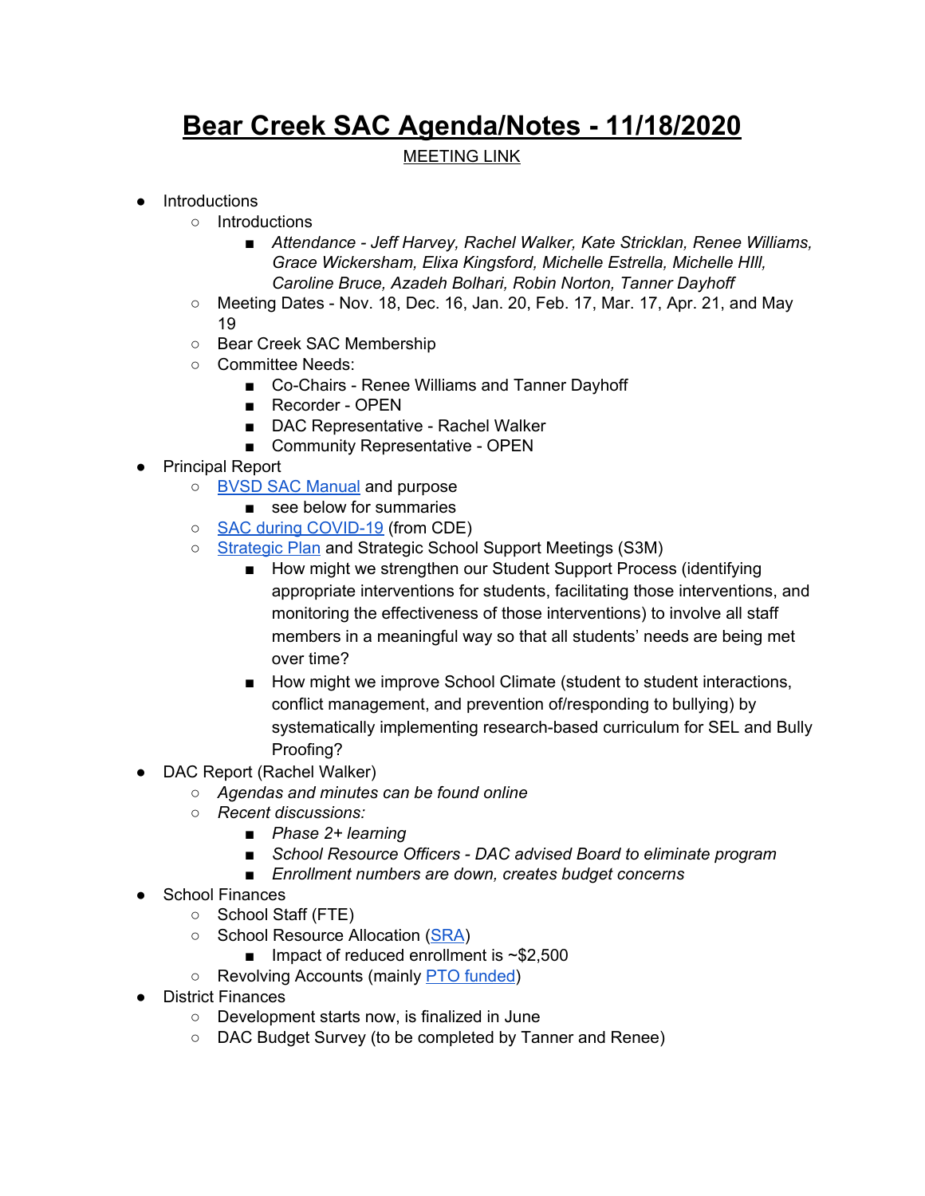# Bear Creek SAC Agenda/Notes - 11/18/2020

MEETING LINK

- Introductions
  - Introductions
    - *Attendance - Jeff Harvey, Rachel Walker, Kate Stricklan, Renee Williams, Grace Wickersham, Elixa Kingsford, Michelle Estrella, Michelle HIll, Caroline Bruce, Azadeh Bolhari, Robin Norton, Tanner Dayhoff*
  - Meeting Dates - Nov. 18, Dec. 16, Jan. 20, Feb. 17, Mar. 17, Apr. 21, and May 19
  - Bear Creek SAC Membership
  - Committee Needs:
    - Co-Chairs - Renee Williams and Tanner Dayhoff
    - Recorder - OPEN
    - DAC Representative - Rachel Walker
    - Community Representative - OPEN
- Principal Report
  - BVSD SAC Manual and purpose
    - see below for summaries
  - SAC during COVID-19 (from CDE)
  - Strategic Plan and Strategic School Support Meetings (S3M)
    - How might we strengthen our Student Support Process (identifying appropriate interventions for students, facilitating those interventions, and monitoring the effectiveness of those interventions) to involve all staff members in a meaningful way so that all students' needs are being met over time?
    - How might we improve School Climate (student to student interactions, conflict management, and prevention of/responding to bullying) by systematically implementing research-based curriculum for SEL and Bully Proofing?
- DAC Report (Rachel Walker)
  - *Agendas and minutes can be found online*
  - *Recent discussions:*
    - *Phase 2+ learning*
    - *School Resource Officers - DAC advised Board to eliminate program*
    - *Enrollment numbers are down, creates budget concerns*
- School Finances
  - School Staff (FTE)
  - School Resource Allocation (SRA)
    - Impact of reduced enrollment is ~$2,500
  - Revolving Accounts (mainly PTO funded)
- District Finances
  - Development starts now, is finalized in June
  - DAC Budget Survey (to be completed by Tanner and Renee)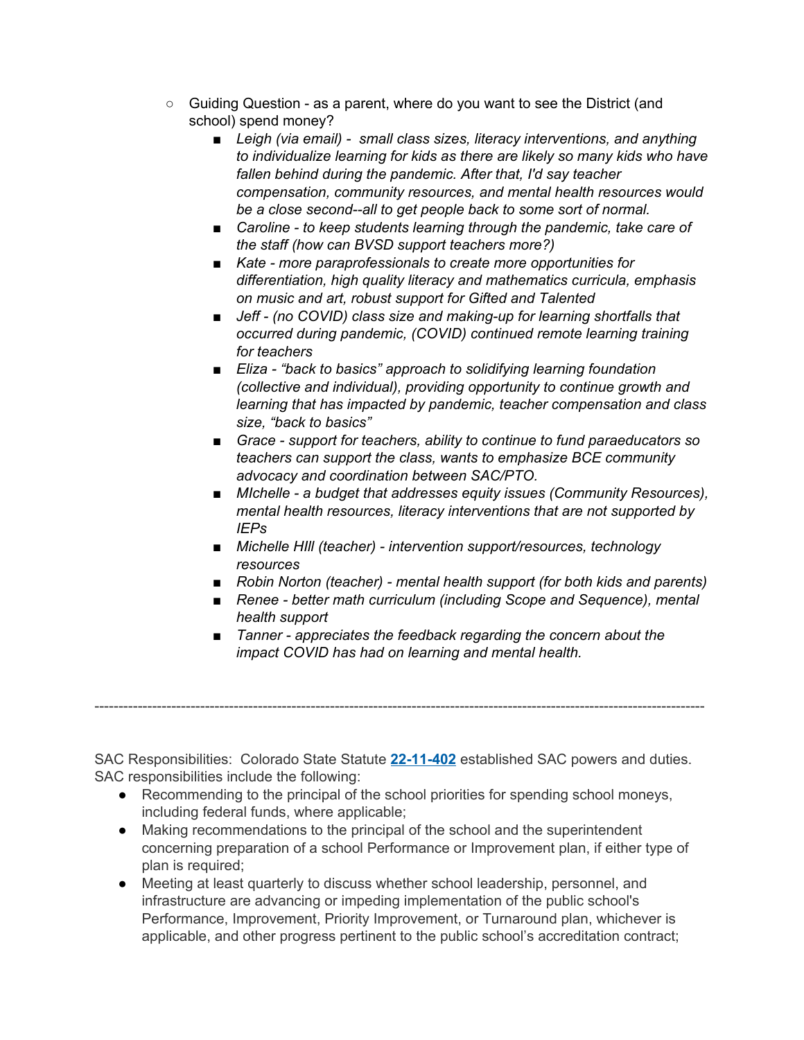- Guiding Question - as a parent, where do you want to see the District (and school) spend money?
    - *Leigh (via email) - small class sizes, literacy interventions, and anything to individualize learning for kids as there are likely so many kids who have fallen behind during the pandemic. After that, I'd say teacher compensation, community resources, and mental health resources would be a close second--all to get people back to some sort of normal.*
    - *Caroline - to keep students learning through the pandemic, take care of the staff (how can BVSD support teachers more?)*
    - *Kate - more paraprofessionals to create more opportunities for differentiation, high quality literacy and mathematics curricula, emphasis on music and art, robust support for Gifted and Talented*
    - *Jeff - (no COVID) class size and making-up for learning shortfalls that occurred during pandemic, (COVID) continued remote learning training for teachers*
    - *Eliza - "back to basics" approach to solidifying learning foundation (collective and individual), providing opportunity to continue growth and learning that has impacted by pandemic, teacher compensation and class size, "back to basics"*
    - *Grace - support for teachers, ability to continue to fund paraeducators so teachers can support the class, wants to emphasize BCE community advocacy and coordination between SAC/PTO.*
    - *MIchelle - a budget that addresses equity issues (Community Resources), mental health resources, literacy interventions that are not supported by IEPs*
    - *Michelle HIll (teacher) - intervention support/resources, technology resources*
    - *Robin Norton (teacher) - mental health support (for both kids and parents)*
    - *Renee - better math curriculum (including Scope and Sequence), mental health support*
    - *Tanner - appreciates the feedback regarding the concern about the impact COVID has had on learning and mental health.*

---

SAC Responsibilities: Colorado State Statute **22-11-402** established SAC powers and duties. SAC responsibilities include the following:

- Recommending to the principal of the school priorities for spending school moneys, including federal funds, where applicable;
- Making recommendations to the principal of the school and the superintendent concerning preparation of a school Performance or Improvement plan, if either type of plan is required;
- Meeting at least quarterly to discuss whether school leadership, personnel, and infrastructure are advancing or impeding implementation of the public school's Performance, Improvement, Priority Improvement, or Turnaround plan, whichever is applicable, and other progress pertinent to the public school's accreditation contract;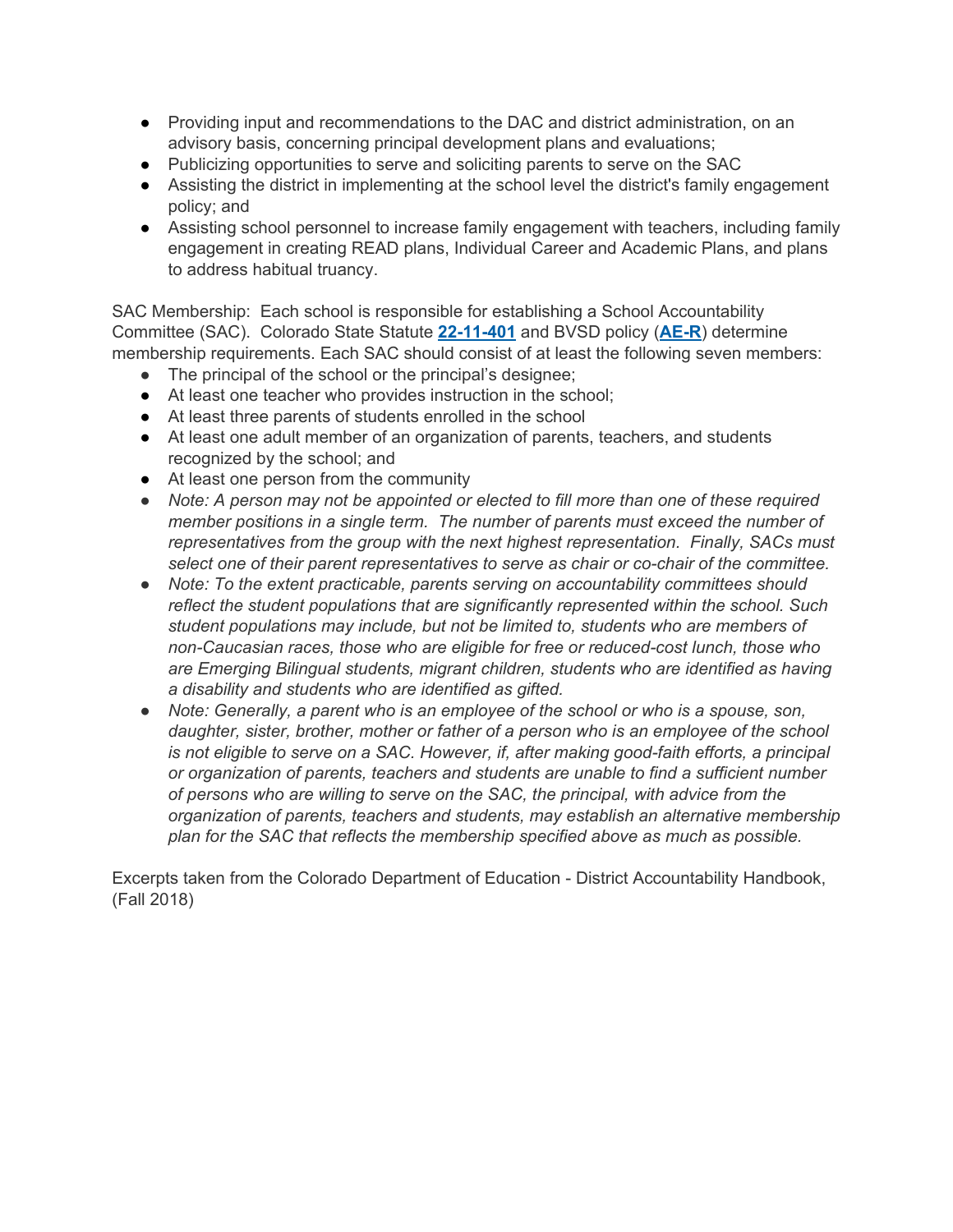- Providing input and recommendations to the DAC and district administration, on an advisory basis, concerning principal development plans and evaluations;
- Publicizing opportunities to serve and soliciting parents to serve on the SAC
- Assisting the district in implementing at the school level the district's family engagement policy; and
- Assisting school personnel to increase family engagement with teachers, including family engagement in creating READ plans, Individual Career and Academic Plans, and plans to address habitual truancy.

SAC Membership: Each school is responsible for establishing a School Accountability Committee (SAC). Colorado State Statute **22-11-401** and BVSD policy (**AE-R**) determine membership requirements. Each SAC should consist of at least the following seven members:

- The principal of the school or the principal's designee;
- At least one teacher who provides instruction in the school;
- At least three parents of students enrolled in the school
- At least one adult member of an organization of parents, teachers, and students recognized by the school; and
- At least one person from the community
- *Note: A person may not be appointed or elected to fill more than one of these required member positions in a single term. The number of parents must exceed the number of representatives from the group with the next highest representation. Finally, SACs must select one of their parent representatives to serve as chair or co-chair of the committee.*
- *Note: To the extent practicable, parents serving on accountability committees should reflect the student populations that are significantly represented within the school. Such student populations may include, but not be limited to, students who are members of non-Caucasian races, those who are eligible for free or reduced-cost lunch, those who are Emerging Bilingual students, migrant children, students who are identified as having a disability and students who are identified as gifted.*
- *Note: Generally, a parent who is an employee of the school or who is a spouse, son, daughter, sister, brother, mother or father of a person who is an employee of the school is not eligible to serve on a SAC. However, if, after making good-faith efforts, a principal or organization of parents, teachers and students are unable to find a sufficient number of persons who are willing to serve on the SAC, the principal, with advice from the organization of parents, teachers and students, may establish an alternative membership plan for the SAC that reflects the membership specified above as much as possible.*

Excerpts taken from the Colorado Department of Education - District Accountability Handbook, (Fall 2018)